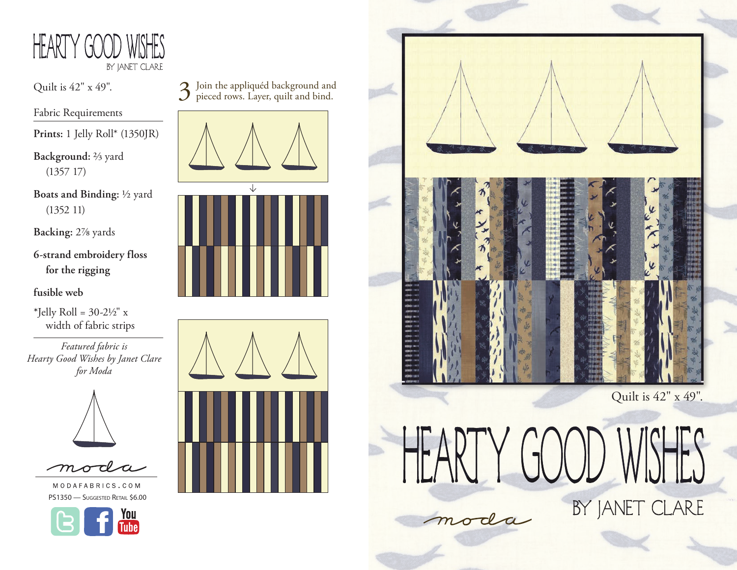# HEARTY GOOD WISHES

BY JANET CLARE

Quilt is 42" x 49".

## Fabric Requirements

**Prints:** 1 Jelly Roll* (1350JR)

**Background:** ⅔ yard (1357 17)

**Boats and Binding:** ½ yard (1352 11)

**Backing:** 2⅞ yards

**6-strand embroidery floss for the rigging**

**fusible web**

*Jelly Roll = 30-2½" x width of fabric strips

*Featured fabric is Hearty Good Wishes by Janet Clare for Moda*

moda

MODAFABRICS.COM

PS1350 — Suggested Retail $6.00

3 Join the appliquéd background and pieced rows. Layer, quilt and bind.

Quilt is 42" x 49".

# HEARTY GOOD WISHES

moda

BY JANET CLARE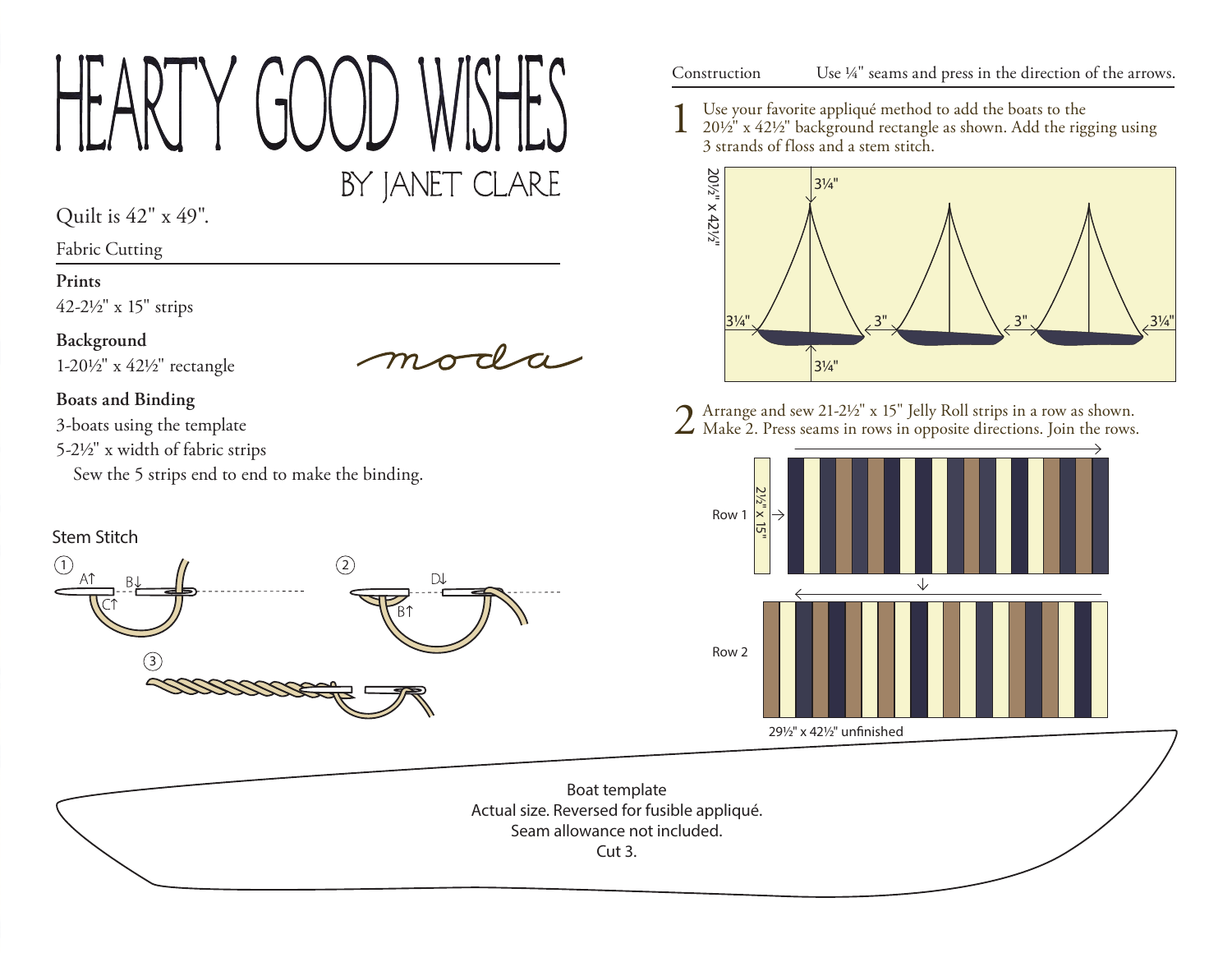# HEARTY GOOD WISHES

## BY JANET CLARE

Quilt is 42" x 49".

### Fabric Cutting

**Prints**

42-2½" x 15" strips

**Background**

1-20½" x 42½" rectangle

moda

**Boats and Binding**

3-boats using the template

5-2½" x width of fabric strips

Sew the 5 strips end to end to make the binding.

### Stem Stitch

1 A↑ B↓ C↑

2 B↑ D↓

3

### Construction

Use ¼" seams and press in the direction of the arrows.

1 Use your favorite appliqué method to add the boats to the 20½" x 42½" background rectangle as shown. Add the rigging using 3 strands of floss and a stem stitch.

20½" x 42½"

3¼"

3¼"

3"

3"

3¼"

3¼"

2 Arrange and sew 21-2½" x 15" Jelly Roll strips in a row as shown. Make 2. Press seams in rows in opposite directions. Join the rows.

Row 1

2½" x 15"

Row 2

29½" x 42½" unfinished

Boat template
Actual size. Reversed for fusible appliqué.
Seam allowance not included.
Cut 3.